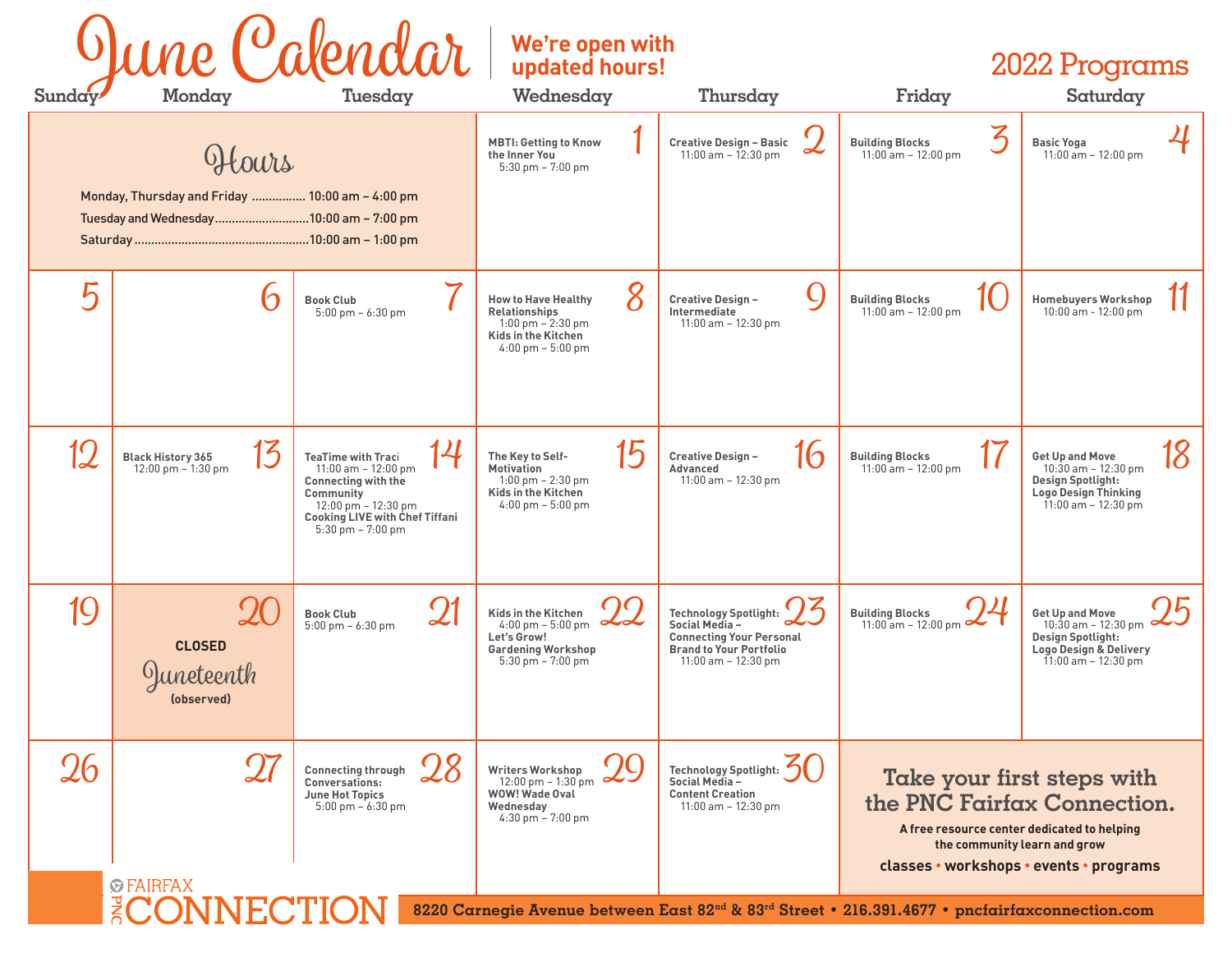# June Calendar

**We're open with updated hours!**

## 2022 Programs

### Hours

Monday, Thursday and Friday ................ 10:00 am – 4:00 pm
Tuesday and Wednesday............................10:00 am – 7:00 pm
Saturday.....................................................10:00 am – 1:00 pm

| Sunday | Monday | Tuesday | Wednesday | Thursday | Friday | Saturday |
|---|---|---|---|---|---|---|
| | | | 1 **MBTI: Getting to Know the Inner You** 5:30 pm – 7:00 pm | 2 **Creative Design – Basic** 11:00 am – 12:30 pm | 3 **Building Blocks** 11:00 am – 12:00 pm | 4 **Basic Yoga** 11:00 am – 12:00 pm |
| 5 | 6 | 7 **Book Club** 5:00 pm – 6:30 pm | 8 **How to Have Healthy Relationships** 1:00 pm – 2:30 pm **Kids in the Kitchen** 4:00 pm – 5:00 pm | 9 **Creative Design – Intermediate** 11:00 am – 12:30 pm | 10 **Building Blocks** 11:00 am – 12:00 pm | 11 **Homebuyers Workshop** 10:00 am - 12:00 pm |
| 12 | 13 **Black History 365** 12:00 pm – 1:30 pm | 14 **TeaTime with Traci** 11:00 am – 12:00 pm **Connecting with the Community** 12:00 pm – 12:30 pm **Cooking LIVE with Chef Tiffani** 5:30 pm – 7:00 pm | 15 **The Key to Self-Motivation** 1:00 pm – 2:30 pm **Kids in the Kitchen** 4:00 pm – 5:00 pm | 16 **Creative Design – Advanced** 11:00 am – 12:30 pm | 17 **Building Blocks** 11:00 am – 12:00 pm | 18 **Get Up and Move** 10:30 am – 12:30 pm **Design Spotlight: Logo Design Thinking** 11:00 am – 12:30 pm |
| 19 | 20 **CLOSED** Juneteenth **(observed)** | 21 **Book Club** 5:00 pm – 6:30 pm | 22 **Kids in the Kitchen** 4:00 pm – 5:00 pm **Let's Grow! Gardening Workshop** 5:30 pm – 7:00 pm | 23 **Technology Spotlight: Social Media – Connecting Your Personal Brand to Your Portfolio** 11:00 am – 12:30 pm | 24 **Building Blocks** 11:00 am – 12:00 pm | 25 **Get Up and Move** 10:30 am – 12:30 pm **Design Spotlight: Logo Design & Delivery** 11:00 am – 12:30 pm |
| 26 | 27 | 28 **Connecting through Conversations: June Hot Topics** 5:00 pm – 6:30 pm | 29 **Writers Workshop** 12:00 pm – 1:30 pm **WOW! Wade Oval Wednesday** 4:30 pm – 7:00 pm | 30 **Technology Spotlight: Social Media – Content Creation** 11:00 am – 12:30 pm | | |

## Take your first steps with the PNC Fairfax Connection.

**A free resource center dedicated to helping the community learn and grow**

**classes • workshops • events • programs**

PNC FAIRFAX CONNECTION

**8220 Carnegie Avenue between East 82nd & 83rd Street • 216.391.4677 • pncfairfaxconnection.com**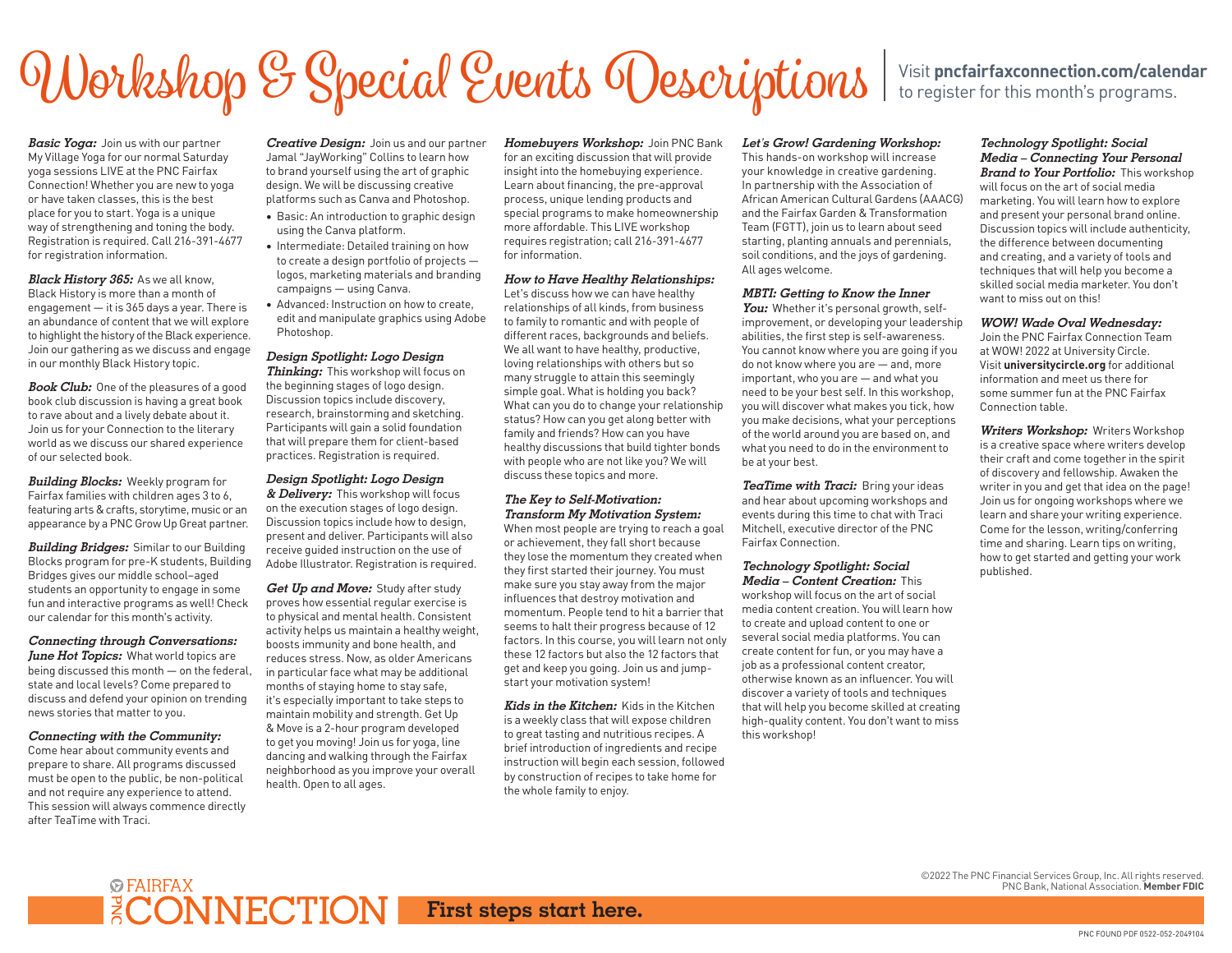# Workshop & Special Events Descriptions

Visit **pncfairfaxconnection.com/calendar** to register for this month's programs.

***Basic Yoga:*** Join us with our partner My Village Yoga for our normal Saturday yoga sessions LIVE at the PNC Fairfax Connection! Whether you are new to yoga or have taken classes, this is the best place for you to start. Yoga is a unique way of strengthening and toning the body. Registration is required. Call 216-391-4677 for registration information.

***Black History 365:*** As we all know, Black History is more than a month of engagement — it is 365 days a year. There is an abundance of content that we will explore to highlight the history of the Black experience. Join our gathering as we discuss and engage in our monthly Black History topic.

***Book Club:*** One of the pleasures of a good book club discussion is having a great book to rave about and a lively debate about it. Join us for your Connection to the literary world as we discuss our shared experience of our selected book.

***Building Blocks:*** Weekly program for Fairfax families with children ages 3 to 6, featuring arts & crafts, storytime, music or an appearance by a PNC Grow Up Great partner.

***Building Bridges:*** Similar to our Building Blocks program for pre-K students, Building Bridges gives our middle school–aged students an opportunity to engage in some fun and interactive programs as well! Check our calendar for this month's activity.

***Connecting through Conversations: June Hot Topics:*** What world topics are being discussed this month — on the federal, state and local levels? Come prepared to discuss and defend your opinion on trending news stories that matter to you.

***Connecting with the Community:*** Come hear about community events and prepare to share. All programs discussed must be open to the public, be non-political and not require any experience to attend. This session will always commence directly after TeaTime with Traci.

***Creative Design:*** Join us and our partner Jamal "JayWorking" Collins to learn how to brand yourself using the art of graphic design. We will be discussing creative platforms such as Canva and Photoshop.

- Basic: An introduction to graphic design using the Canva platform.
- Intermediate: Detailed training on how to create a design portfolio of projects — logos, marketing materials and branding campaigns — using Canva.
- Advanced: Instruction on how to create, edit and manipulate graphics using Adobe Photoshop.

***Design Spotlight: Logo Design Thinking:*** This workshop will focus on the beginning stages of logo design. Discussion topics include discovery, research, brainstorming and sketching. Participants will gain a solid foundation that will prepare them for client-based practices. Registration is required.

***Design Spotlight: Logo Design & Delivery:*** This workshop will focus on the execution stages of logo design. Discussion topics include how to design, present and deliver. Participants will also receive guided instruction on the use of Adobe Illustrator. Registration is required.

***Get Up and Move:*** Study after study proves how essential regular exercise is to physical and mental health. Consistent activity helps us maintain a healthy weight, boosts immunity and bone health, and reduces stress. Now, as older Americans in particular face what may be additional months of staying home to stay safe, it's especially important to take steps to maintain mobility and strength. Get Up & Move is a 2-hour program developed to get you moving! Join us for yoga, line dancing and walking through the Fairfax neighborhood as you improve your overall health. Open to all ages.

***Homebuyers Workshop:*** Join PNC Bank for an exciting discussion that will provide insight into the homebuying experience. Learn about financing, the pre-approval process, unique lending products and special programs to make homeownership more affordable. This LIVE workshop requires registration; call 216-391-4677 for information.

***How to Have Healthy Relationships:*** Let's discuss how we can have healthy relationships of all kinds, from business to family to romantic and with people of different races, backgrounds and beliefs. We all want to have healthy, productive, loving relationships with others but so many struggle to attain this seemingly simple goal. What is holding you back? What can you do to change your relationship status? How can you get along better with family and friends? How can you have healthy discussions that build tighter bonds with people who are not like you? We will discuss these topics and more.

***The Key to Self-Motivation: Transform My Motivation System:*** When most people are trying to reach a goal or achievement, they fall short because they lose the momentum they created when they first started their journey. You must make sure you stay away from the major influences that destroy motivation and momentum. People tend to hit a barrier that seems to halt their progress because of 12 factors. In this course, you will learn not only these 12 factors but also the 12 factors that get and keep you going. Join us and jump-start your motivation system!

***Kids in the Kitchen:*** Kids in the Kitchen is a weekly class that will expose children to great tasting and nutritious recipes. A brief introduction of ingredients and recipe instruction will begin each session, followed by construction of recipes to take home for the whole family to enjoy.

***Let's Grow! Gardening Workshop:*** This hands-on workshop will increase your knowledge in creative gardening. In partnership with the Association of African American Cultural Gardens (AAACG) and the Fairfax Garden & Transformation Team (FGTT), join us to learn about seed starting, planting annuals and perennials, soil conditions, and the joys of gardening. All ages welcome.

***MBTI: Getting to Know the Inner You:*** Whether it's personal growth, self-improvement, or developing your leadership abilities, the first step is self-awareness. You cannot know where you are going if you do not know where you are — and, more important, who you are — and what you need to be your best self. In this workshop, you will discover what makes you tick, how you make decisions, what your perceptions of the world around you are based on, and what you need to do in the environment to be at your best.

***TeaTime with Traci:*** Bring your ideas and hear about upcoming workshops and events during this time to chat with Traci Mitchell, executive director of the PNC Fairfax Connection.

***Technology Spotlight: Social Media – Content Creation:*** This workshop will focus on the art of social media content creation. You will learn how to create and upload content to one or several social media platforms. You can create content for fun, or you may have a job as a professional content creator, otherwise known as an influencer. You will discover a variety of tools and techniques that will help you become skilled at creating high-quality content. You don't want to miss this workshop!

***Technology Spotlight: Social Media – Connecting Your Personal Brand to Your Portfolio:*** This workshop will focus on the art of social media marketing. You will learn how to explore and present your personal brand online. Discussion topics will include authenticity, the difference between documenting and creating, and a variety of tools and techniques that will help you become a skilled social media marketer. You don't want to miss out on this!

***WOW! Wade Oval Wednesday:*** Join the PNC Fairfax Connection Team at WOW! 2022 at University Circle. Visit **universitycircle.org** for additional information and meet us there for some summer fun at the PNC Fairfax Connection table.

***Writers Workshop:*** Writers Workshop is a creative space where writers develop their craft and come together in the spirit of discovery and fellowship. Awaken the writer in you and get that idea on the page! Join us for ongoing workshops where we learn and share your writing experience. Come for the lesson, writing/conferring time and sharing. Learn tips on writing, how to get started and getting your work published.

PNC FAIRFAX CONNECTION

**First steps start here.**

©2022 The PNC Financial Services Group, Inc. All rights reserved. PNC Bank, National Association. **Member FDIC**

PNC FOUND PDF 0522-052-2049104